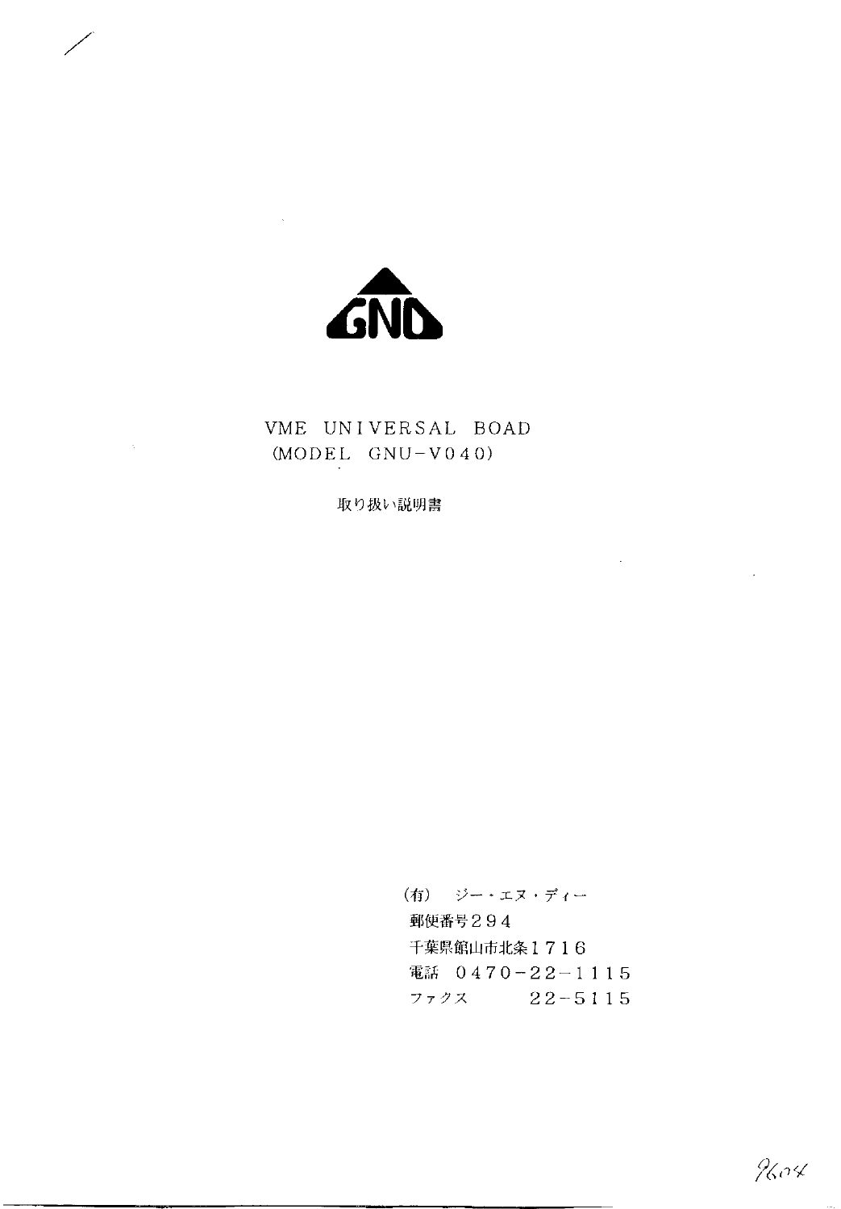GND

VME UNIVERSAL BOAD
(MODEL GNU-V040)

取り扱い説明書

(有) ジー・エヌ・ディー
郵便番号２９４
千葉県館山市北条１７１６
電話 ０４７０−２２−１１１５
ファクス ２２−５１１５

9604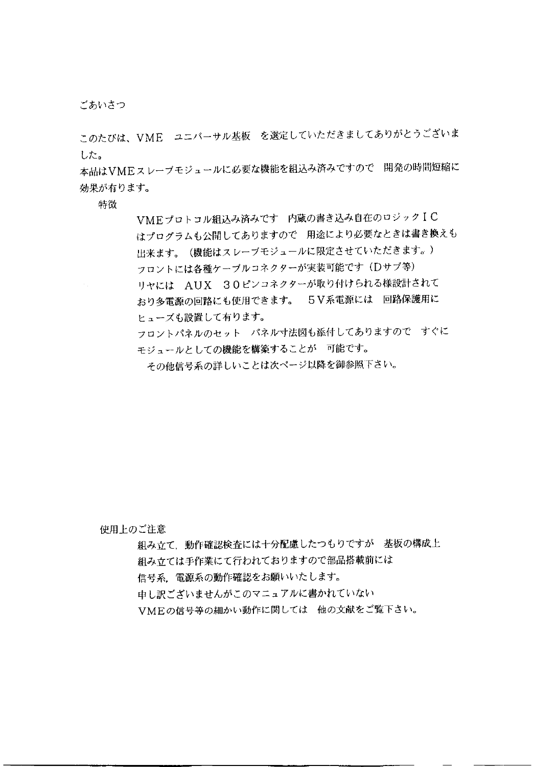## ごあいさつ

このたびは、ＶＭＥ　ユニバーサル基板　を選定していただきましてありがとうございました。
本品はＶＭＥスレーブモジュールに必要な機能を組込み済みですので　開発の時間短縮に効果が有ります。

### 特徴

ＶＭＥプロトコル組込み済みです　内蔵の書き込み自在のロジックＩＣはプログラムも公開してありますので　用途により必要なときは書き換えも出来ます。（機能はスレーブモジュールに限定させていただきます。）
フロントには各種ケーブルコネクターが実装可能です（Ｄサブ等）
リヤには　ＡＵＸ　３０ピンコネクターが取り付けられる様設計されており多電源の回路にも使用できます。　５Ｖ系電源には　回路保護用にヒューズも設置して有ります。
フロントパネルのセット　パネル寸法図も添付してありますので　すぐにモジュールとしての機能を構築することが　可能です。
　その他信号系の詳しいことは次ページ以降を御参照下さい。

### 使用上のご注意

組み立て，動作確認検査には十分配慮したつもりですが　基板の構成上組み立ては手作業にて行われておりますので部品搭載前には信号系，電源系の動作確認をお願いいたします。
申し訳ございませんがこのマニュアルに書かれていないＶＭＥの信号等の細かい動作に関しては　他の文献をご覧下さい。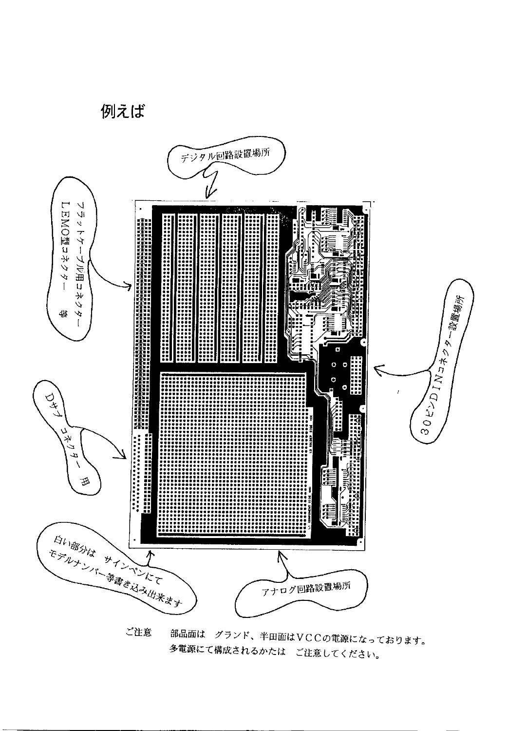例えば

デジタル回路設置場所

フラットケーブル用コネクター
LEMO型コネクター　等

30ピンDINコネクター設置場所

Dサブ コネクター 用

白い部分は　サインペンにて
モデルナンバー等書き込み出来ます

アナログ回路設置場所

ご注意　　部品面は　グランド、半田面はVCCの電源になっております。
多電源にて構成されるかたは　ご注意してください。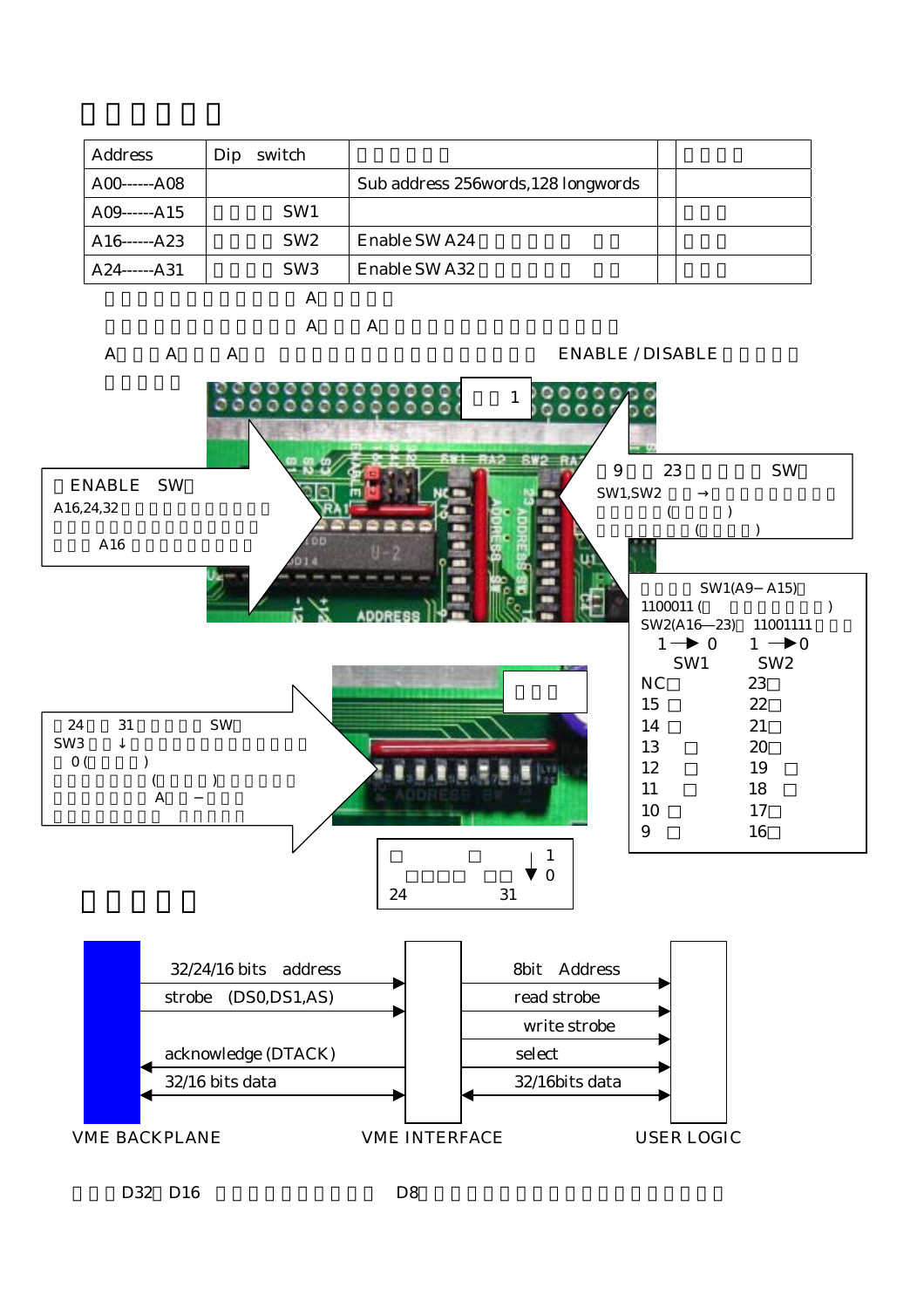## □□□□□□

| Address | Dip switch | □□□□□□ | | □□□□ |
|---|---|---|---|---|
| A00------A08 | | Sub address 256words,128 longwords | | |
| A09------A15 | □□□□ SW1 | | | □□□ |
| A16------A23 | □□□□ SW2 | Enable SW A24□□□□□□ □□ | | □□□ |
| A24------A31 | □□□□ SW3 | Enable SW A32□□□□□□ □□ | | □□□ |

□□□□□□□□□□□□□ A□□□□□

□□□□□□□□□□□□□ A□□□ A□□□□□□□□□□□□□□□□□□

A□□□ A□□□ A□□ □□□□□□□□□□□□□□□□□□ ENABLE / DISABLE □□□□□

□□□□□

□□ 1

□ENABLE SW□
A16,24,32□□□□□□□□□□□□□
□□□□□□□□□□□□□□□□□
□□□ A16 □□□□□□□□□□□

□9 □□ 23 □□□□□□ SW□
SW1,SW2 □□ → □□□□□□□□□□□
□□□□□ (□□□□□)
□□□□□□□□ (□□□□□)

□□□□ SW1(A9−A15)□
1100011 (□ □□□□□□□□)
SW2(A16—23)□ 11001111 □□□

| SW1 (1 → 0) | SW2 (1 → 0) |
|---|---|
| NC□ | 23□ |
| 15 □ | 22□ |
| 14 □ | 21□ |
| 13 □ | 20□ |
| 12 □ | 19 □ |
| 11 □ | 18 □ |
| 10 □ | 17□ |
| 9 □ | 16□ |

□□□

□24 □□ 31 □□□□□□ SW□
SW3 □□ ↓□□□□□□□□□□□□□□□
□0 (□□□□□)
□□□□□□ (□□□□□)□□□□□□
□□□□□□□□ A□□ −□□□
□□□□□□□□□ □□□□□

□ □ □□□□ □□ ↓ 1 0
24 31

## □□□□□

VME BACKPLANE → VME INTERFACE: 32/24/16 bits address; strobe (DS0,DS1,AS)

VME INTERFACE → VME BACKPLANE: acknowledge (DTACK)

VME BACKPLANE ↔ VME INTERFACE: 32/16 bits data

VME INTERFACE → USER LOGIC: 8bit Address; read strobe; write strobe; select

VME INTERFACE ↔ USER LOGIC: 32/16bits data

VME BACKPLANE VME INTERFACE USER LOGIC

□□□ D32□ D16 □□□□□□□□□□□ D8□□□□□□□□□□□□□□□□□□□□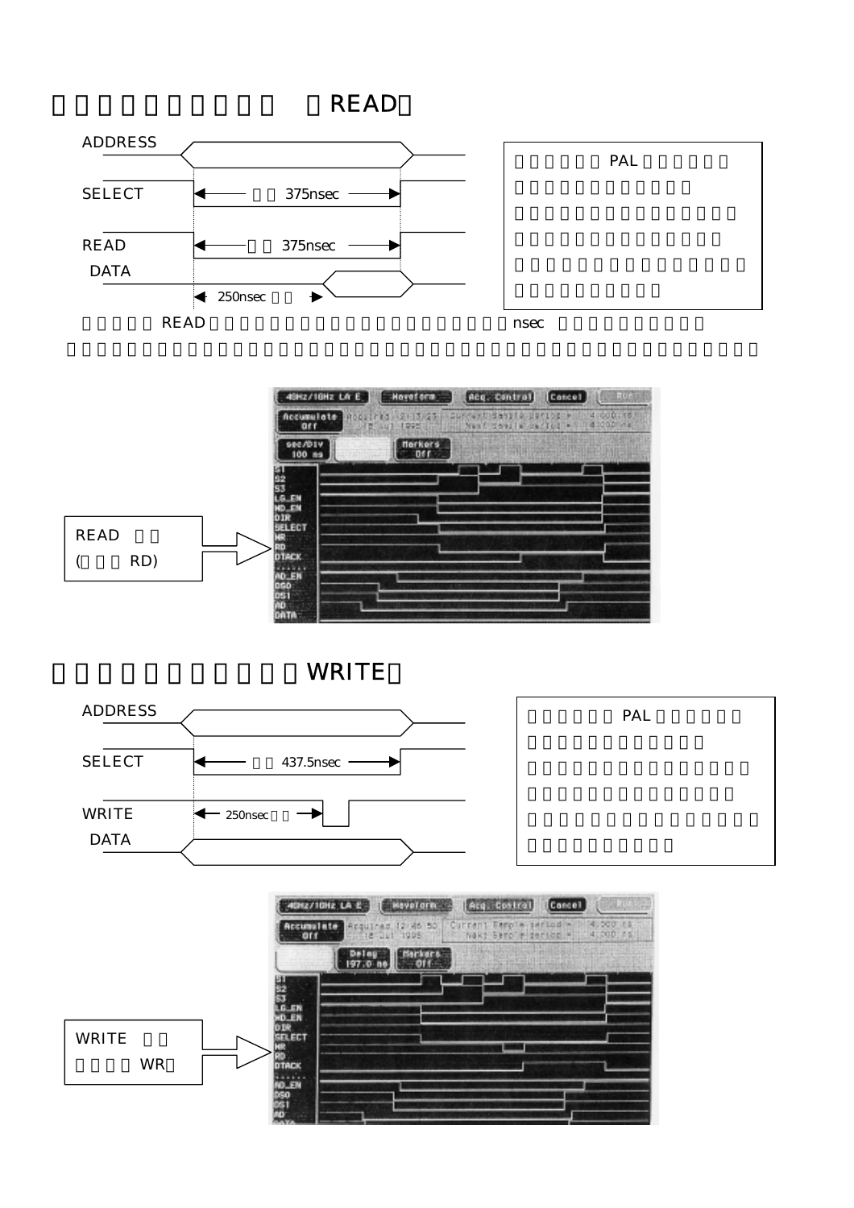# READ

ADDRESS

SELECT 375nsec

READ 375nsec

DATA

250nsec

PAL

READ nsec

READ
(RD)

# WRITE

ADDRESS

SELECT 437.5nsec

WRITE 250nsec

DATA

PAL

WRITE
WR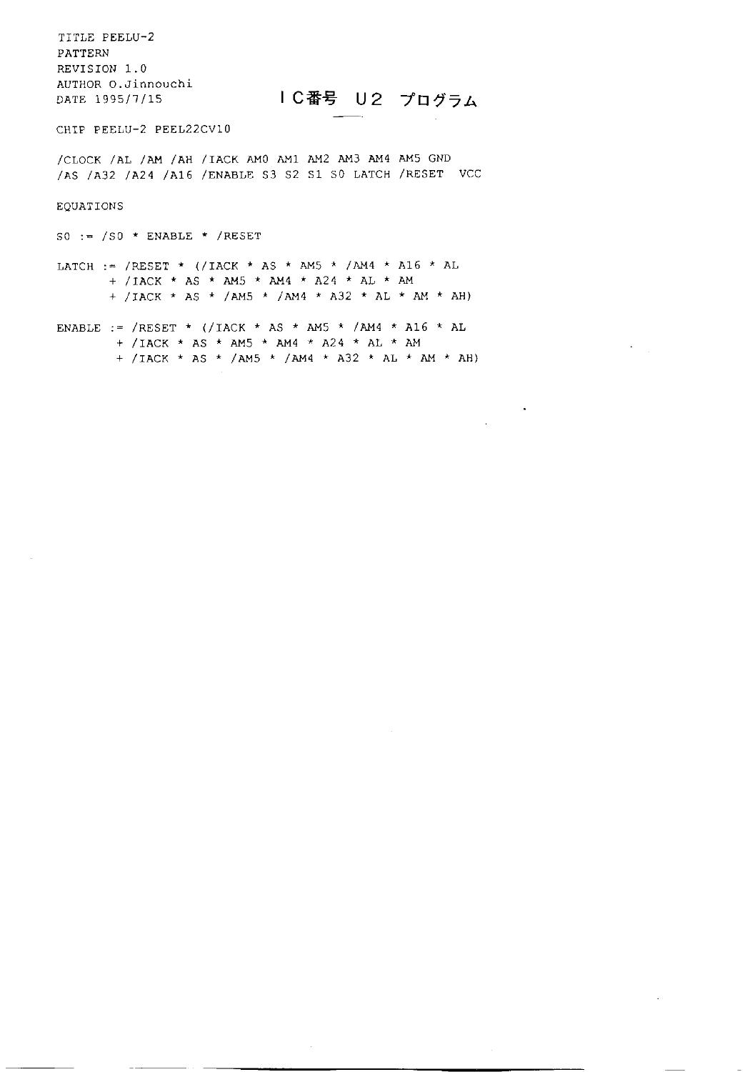```
TITLE PEELU-2
PATTERN
REVISION 1.0
AUTHOR O.Jinnouchi
DATE 1995/7/15
```

**IC番号 U2 プログラム**

```
CHIP PEELU-2 PEEL22CV10

/CLOCK /AL /AM /AH /IACK AM0 AM1 AM2 AM3 AM4 AM5 GND
/AS /A32 /A24 /A16 /ENABLE S3 S2 S1 S0 LATCH /RESET  VCC

EQUATIONS

S0 := /S0 * ENABLE * /RESET

LATCH := /RESET * (/IACK * AS * AM5 * /AM4 * A16 * AL
       + /IACK * AS * AM5 * AM4 * A24 * AL * AM
       + /IACK * AS * /AM5 * /AM4 * A32 * AL * AM * AH)

ENABLE := /RESET * (/IACK * AS * AM5 * /AM4 * A16 * AL
        + /IACK * AS * AM5 * AM4 * A24 * AL * AM
        + /IACK * AS * /AM5 * /AM4 * A32 * AL * AM * AH)
```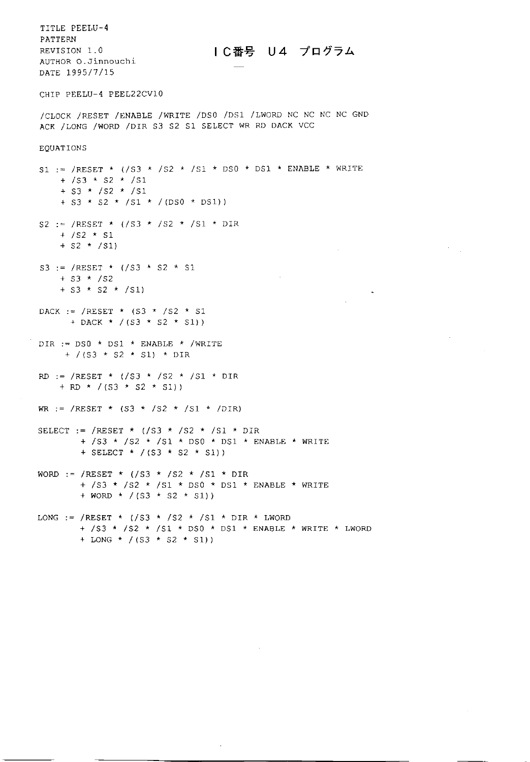## IC番号 U4 プログラム

```
TITLE PEELU-4
PATTERN
REVISION 1.0
AUTHOR O.Jinnouchi
DATE 1995/7/15

CHIP PEELU-4 PEEL22CV10

/CLOCK /RESET /ENABLE /WRITE /DS0 /DS1 /LWORD NC NC NC NC GND
ACK /LONG /WORD /DIR S3 S2 S1 SELECT WR RD DACK VCC

EQUATIONS

S1 := /RESET * (/S3 * /S2 * /S1 * DS0 * DS1 * ENABLE * WRITE
    + /S3 * S2 * /S1
    + S3 * /S2 * /S1
    + S3 * S2 * /S1 * /(DS0 * DS1))

S2 := /RESET * (/S3 * /S2 * /S1 * DIR
    + /S2 * S1
    + S2 * /S1)

S3 := /RESET * (/S3 * S2 * S1
    + S3 * /S2
    + S3 * S2 * /S1)

DACK := /RESET * (S3 * /S2 * S1
      + DACK * /(S3 * S2 * S1))

DIR := DS0 * DS1 * ENABLE * /WRITE
     + /(S3 * S2 * S1) * DIR

RD := /RESET * (/S3 * /S2 * /S1 * DIR
    + RD * /(S3 * S2 * S1))

WR := /RESET * (S3 * /S2 * /S1 * /DIR)

SELECT := /RESET * (/S3 * /S2 * /S1 * DIR
        + /S3 * /S2 * /S1 * DS0 * DS1 * ENABLE * WRITE
        + SELECT * /(S3 * S2 * S1))

WORD := /RESET * (/S3 * /S2 * /S1 * DIR
        + /S3 * /S2 * /S1 * DS0 * DS1 * ENABLE * WRITE
        + WORD * /(S3 * S2 * S1))

LONG := /RESET * (/S3 * /S2 * /S1 * DIR * LWORD
        + /S3 * /S2 * /S1 * DS0 * DS1 * ENABLE * WRITE * LWORD
        + LONG * /(S3 * S2 * S1))
```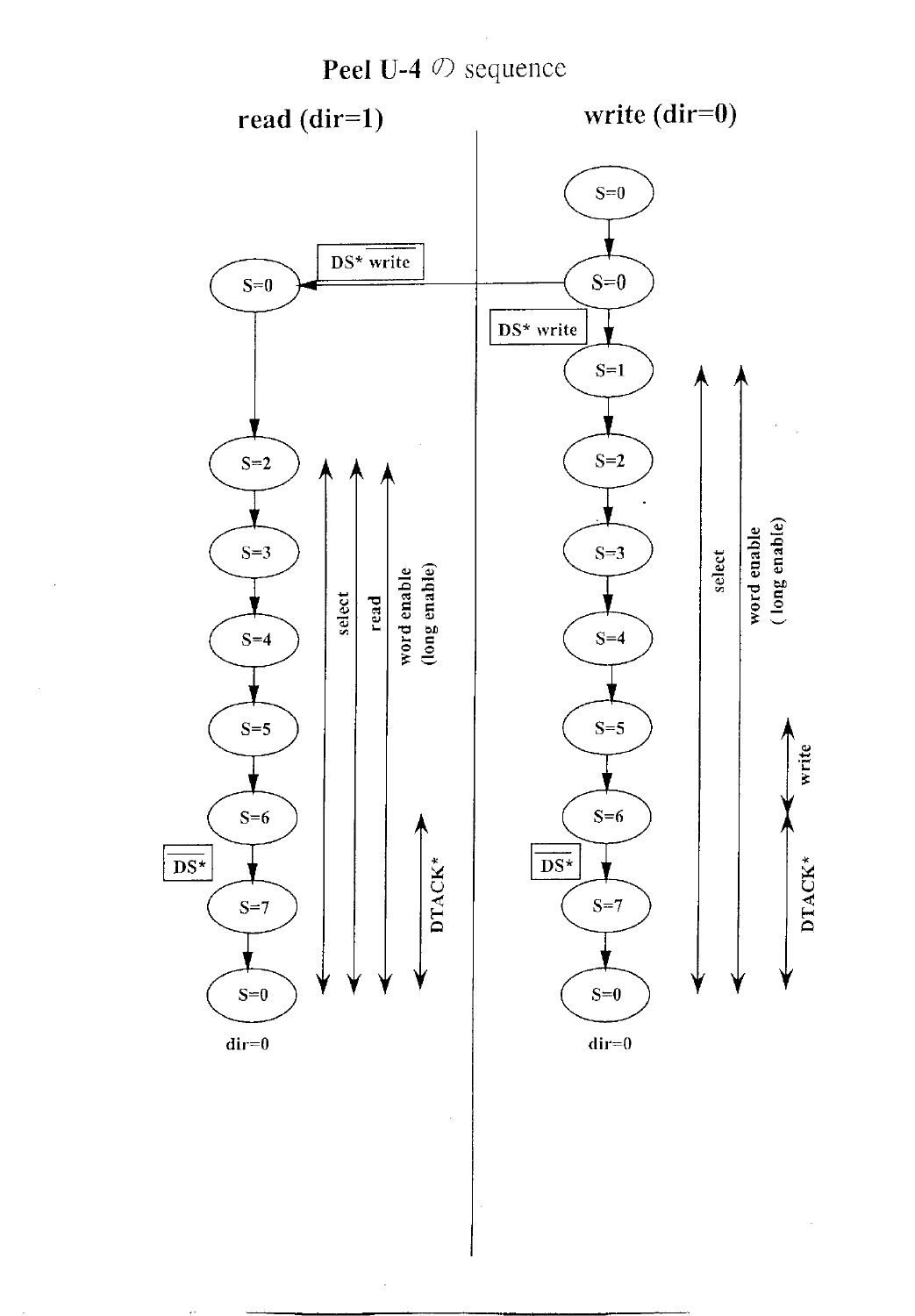# Peel U-4 の sequence

## read (dir=1)

- S=0
- S=2
- S=3
- S=4
- S=5
- S=6
- $\overline{DS^*}$
- S=7
- S=0

dir=0

Signals: select, read, word enable (long enable), DTACK*

## write (dir=0)

- S=0
- S=0 (DS* $\overline{write}$ → read S=0)
- DS* write
- S=1
- S=2
- S=3
- S=4
- S=5
- S=6
- $\overline{DS^*}$
- S=7
- S=0

dir=0

Signals: select, word enable ( long enable), write, DTACK*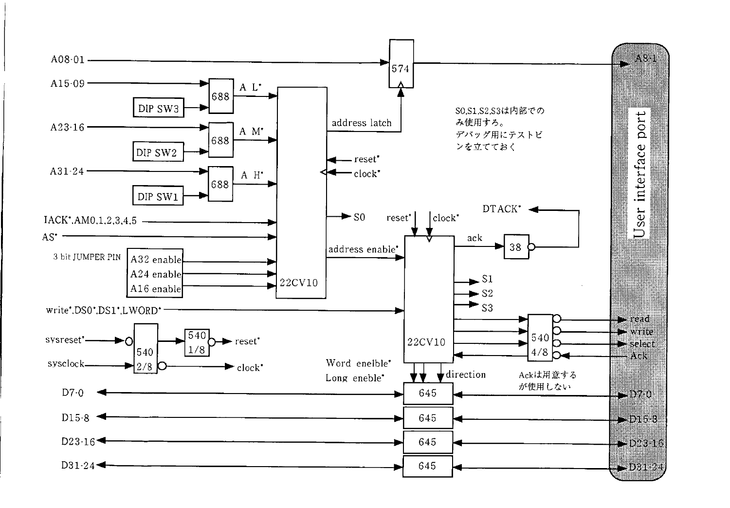A08-01 → 574 → A8-1

A15-09 → 688 ← DIP SW3 → A L*

A23-16 → 688 ← DIP SW2 → A M*

A31-24 → 688 ← DIP SW1 → A H*

IACK*,AM0,1,2,3,4,5

AS*

3 bit JUMPER PIN: A32 enable, A24 enable, A16 enable

22CV10

address latch

reset*

clock*

S0

address enable*

S0,S1,S2,S3は内部でのみ使用すろ。
デバッグ用にテストピンを立てておく

DTACK*

reset* clock*

ack → 38

S1

S2

S3

write*,DS0*,DS1*,LWORD*

22CV10

540 4/8

read

write

select

Ack

Ackは用意するが使用しない

sysreset* → 540 2/8 → 540 1/8 → reset*

sysclock → 540 2/8 → clock*

Word enelble*

Long eneble*

direction

D7-0 ↔ 645 ↔ D7-0

D15-8 ↔ 645 ↔ D15-8

D23-16 ↔ 645 ↔ D23-16

D31-24 ↔ 645 ↔ D31-24

User interface port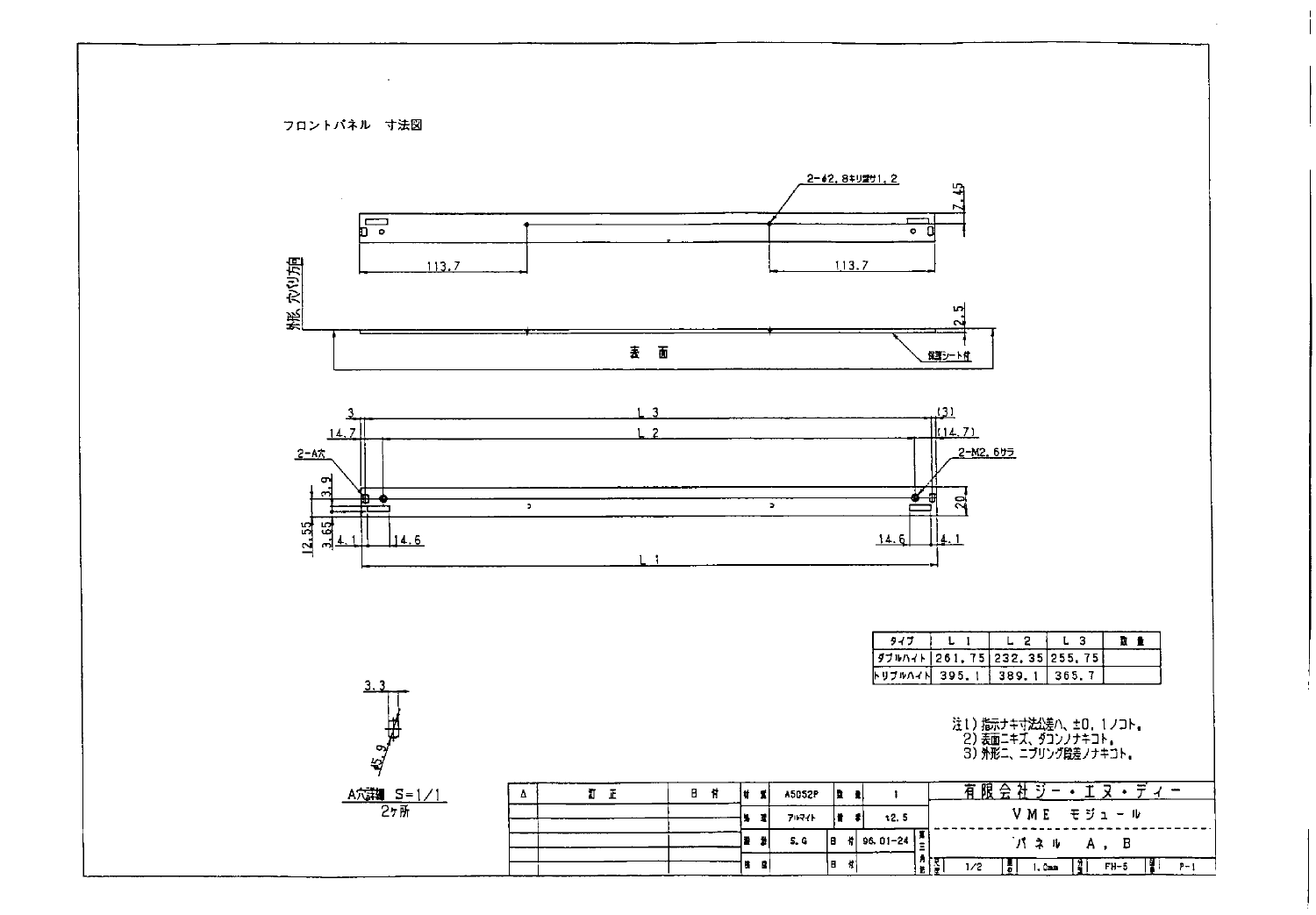フロントパネル　寸法図

2-φ2.8キリ深サ1.2

7.45

113.7　　113.7

外形、穴グリ方向

2.5

表　面

保護シート付

3　L3　(3)

14.7　L2　(14.7)

2-A穴　　2-M2.6サラ

3.9

20

12.55　3.65

4.1　14.6　　14.6　4.1

L1

| タイプ | L1 | L2 | L3 | 数量 |
|---|---|---|---|---|
| ダブルハイト | 261.75 | 232.35 | 255.75 | |
| トリプルハイト | 395.1 | 389.1 | 365.7 | |

3.3

φ5.9

A穴詳細　S=1/1
2ヶ所

注1) 指示ナキ寸法公差ハ、±0.1ノコト。
2) 表面ニキズ、ダコンノナキコト。
3) 外形ニ、ニブリング段差ノナキコト。

| Δ | 訂正 | 日付 | 材質 | A5052P | 数量 | 1 | 有限会社ジー・エヌ・ディー |
|---|---|---|---|---|---|---|---|
| | | | 処理 | アルマイト | 板厚 | t2.5 | VME モジュール |
| | | | 設計 | S.G | 日付 | 96.01-24 | パネル　A，B |
| | | | 検図 | | 日付 | | 1/2　1.0mm　FH-5　P-1 |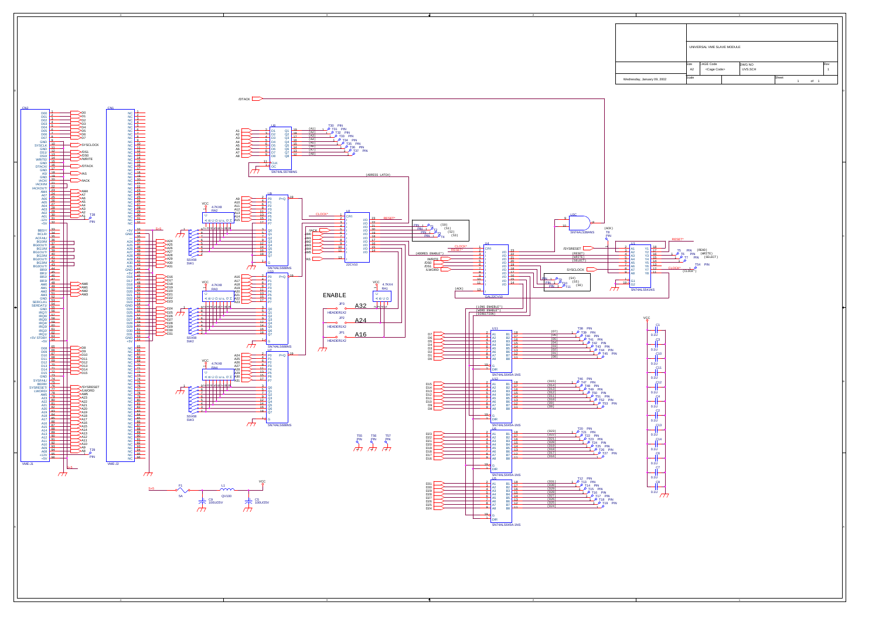UNIVERSAL VME SLAVE MODULE

| Size | CAGE Code | DWG NO | Rev |
|---|---|---|---|
| A2 | <Cage Code> | UVS.SCH | 1 |

Wednesday, January 09, 2002

Scale

Sheet 1 of 1

/DTACK

(ADRESS_LATCH)

CLOCK*

RESET*

(ADRES_ENABLE*)

(LONG ENABLE*)
(WORD ENABLE*)
(DIRECTION)

ENABLE

A32

A24

A16

SYSRESET

SYSCLOCK

CLOCK*

(READ)
(WRITE)
(SELECT)

U1 SN74ALS541NS

U2 22CV10

U3C SN74ALS38ANS

U4 GAL22CV10

U5 SN74ALS645A-1NS

U6 SN74ALS645A-1NS

U7 SN74ALS688NS

U8 SN74ALS574BNS

U9 SN74ALS688NS

U10 SN74ALS688NS

U11 SN74ALS645A-1NS

U12 SN74ALS645A-1NS

SW1 SSW08

SW2 SSW08

SW3 SSW08

RA1 4.7KX4

RA2 4.7KX8

RA3 4.7KX8

RA4 4.7KX8

JP1 HEADER1X2

JP2 HEADER1X2

JP3 HEADER1X2

F1 5A

L1 QV100

C9 100U/25V

C5 100U/25V

C1, C2, C3, C4, C6, C7, C8, C10, C11, C12, C13, C14 0.1U

VME-J1

VME-J2

CN1

CN2